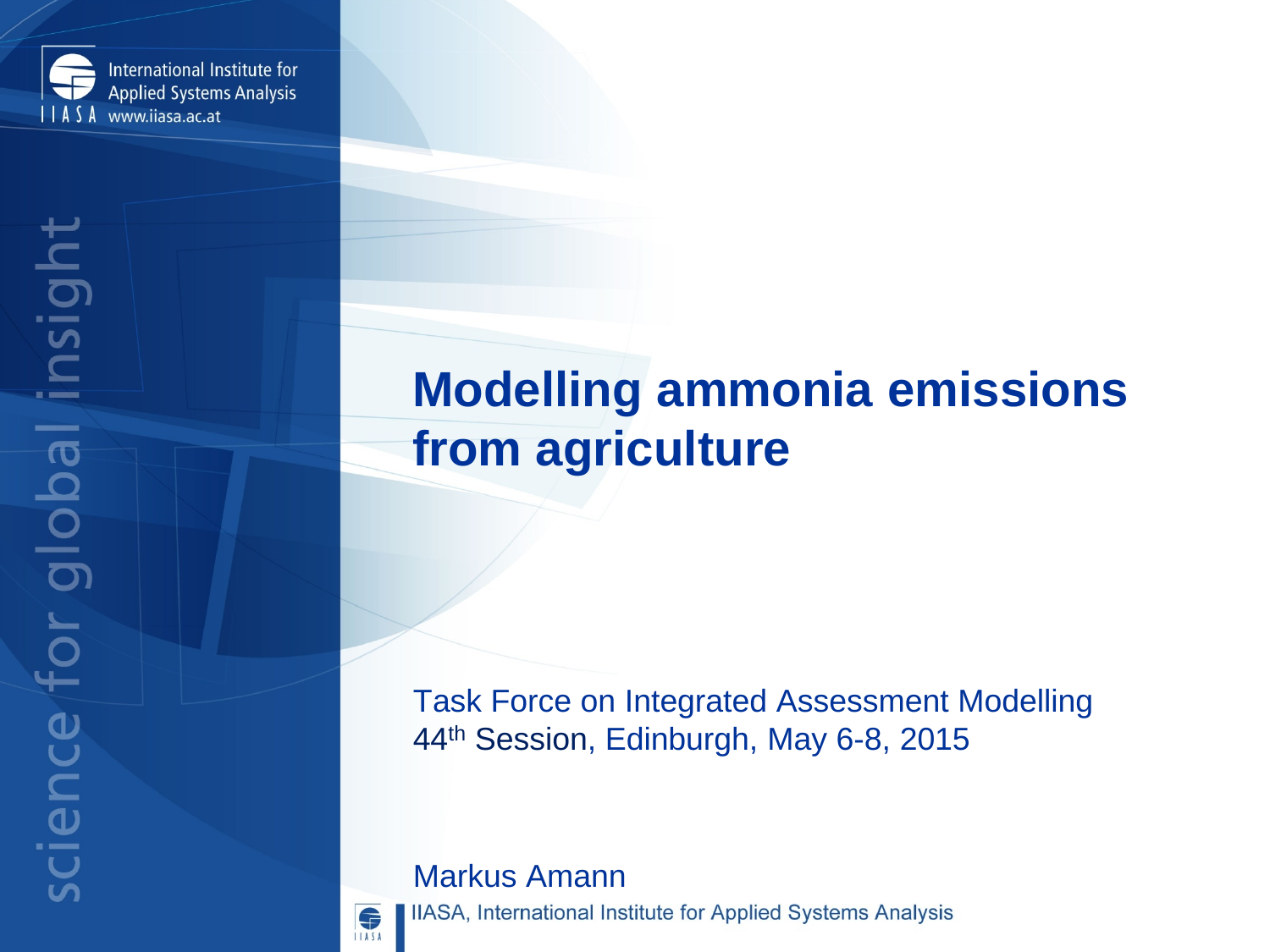International Institute for Applied Systems Analysis
IIASA www.iiasa.ac.at

# Modelling ammonia emissions from agriculture

Task Force on Integrated Assessment Modelling
44th Session, Edinburgh, May 6-8, 2015

Markus Amann

IIASA, International Institute for Applied Systems Analysis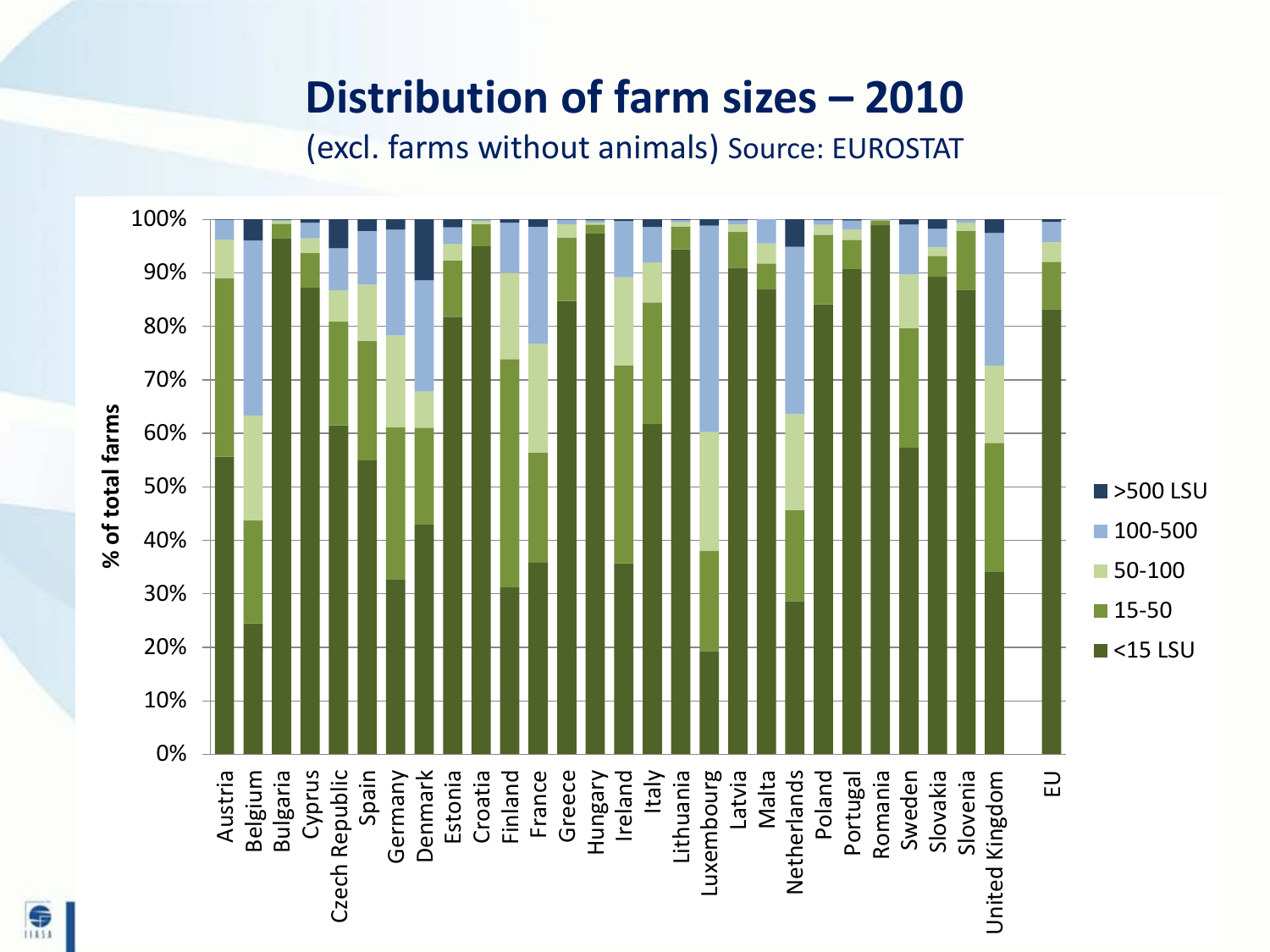# Distribution of farm sizes – 2010

(excl. farms without animals) Source: EUROSTAT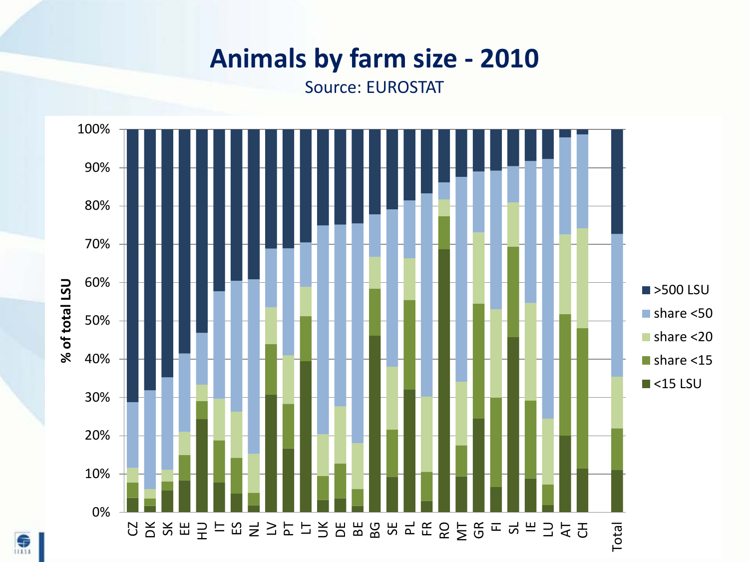# Animals by farm size - 2010

Source: EUROSTAT

% of total LSU

100%
90%
80%
70%
60%
50%
40%
30%
20%
10%
0%

CZ DK SK EE HU IT ES NL LV PT LT UK DE BE BG SE PL FR RO MT GR FI SL IE LU AT CH Total

- >500 LSU
- share <50
- share <20
- share <15
- <15 LSU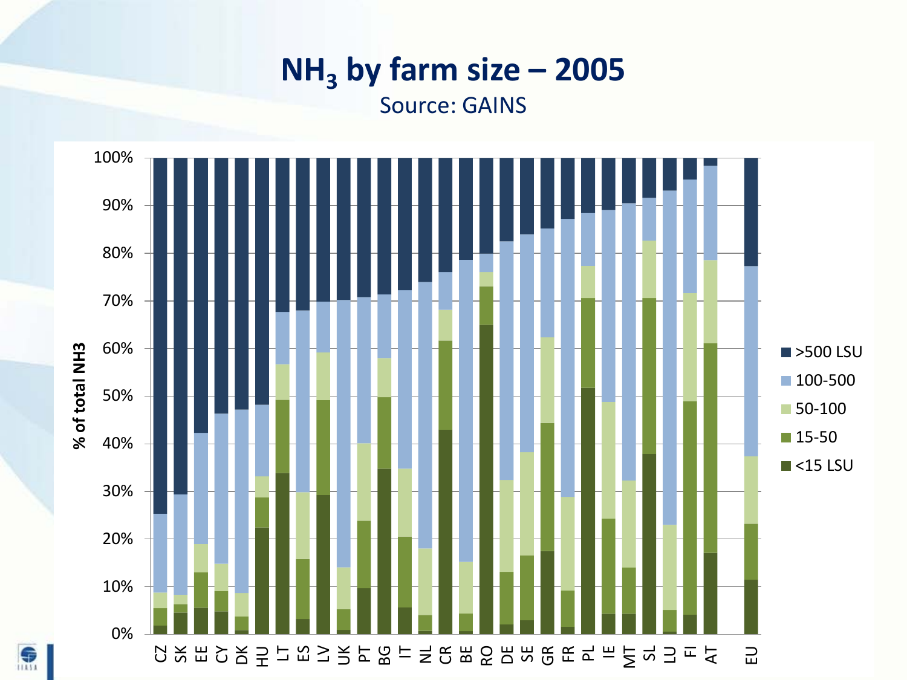# $NH_3$ by farm size – 2005

Source: GAINS

% of total NH3

Legend: >500 LSU, 100-500, 50-100, 15-50, <15 LSU

Countries: CZ, SK, EE, CY, DK, HU, LT, ES, LV, UK, PT, BG, IT, NL, CR, BE, RO, DE, SE, GR, FR, PL, IE, MT, SL, LU, FI, AT, EU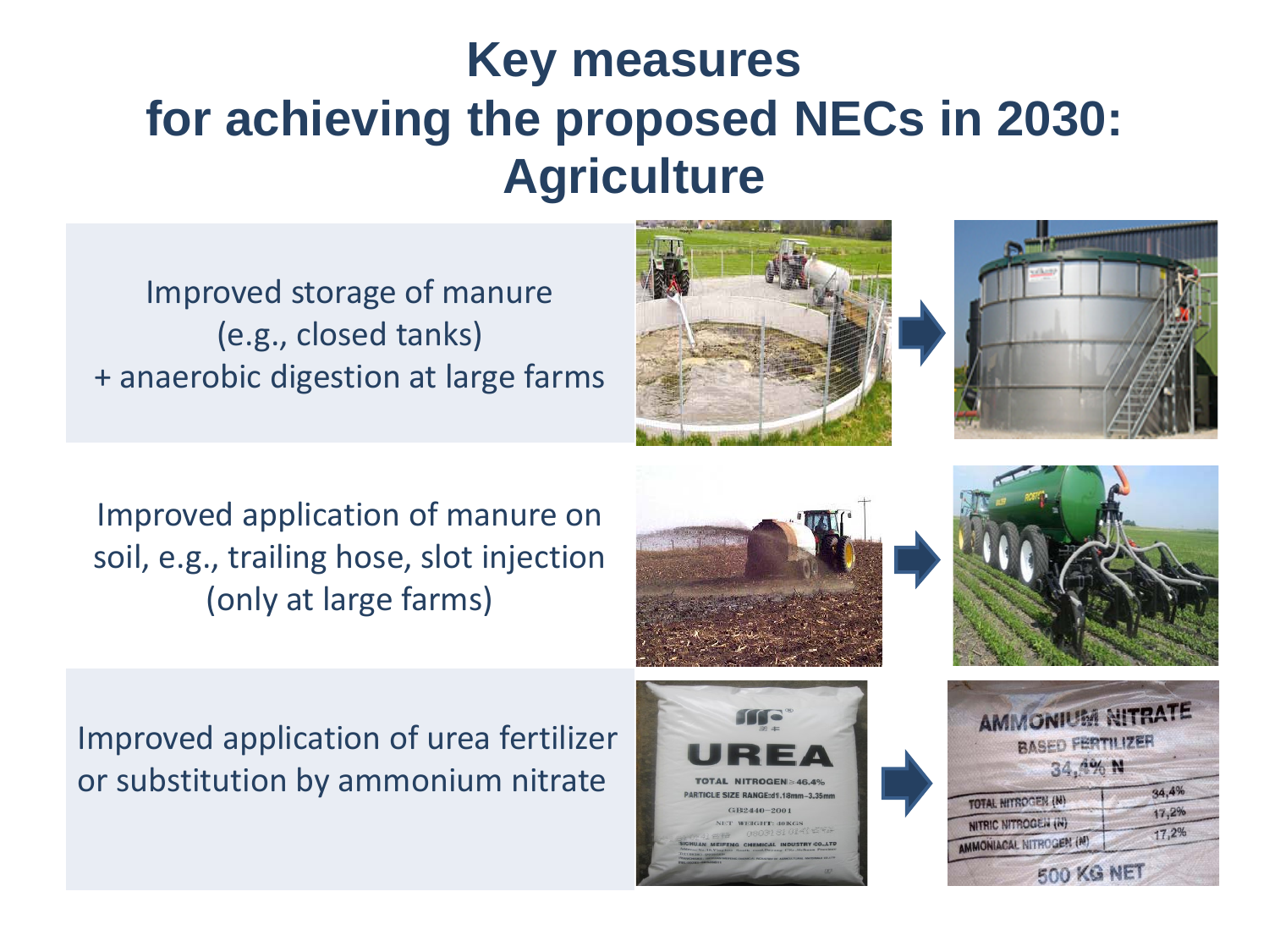# Key measures for achieving the proposed NECs in 2030: Agriculture

Improved storage of manure (e.g., closed tanks) + anaerobic digestion at large farms

Improved application of manure on soil, e.g., trailing hose, slot injection (only at large farms)

Improved application of urea fertilizer or substitution by ammonium nitrate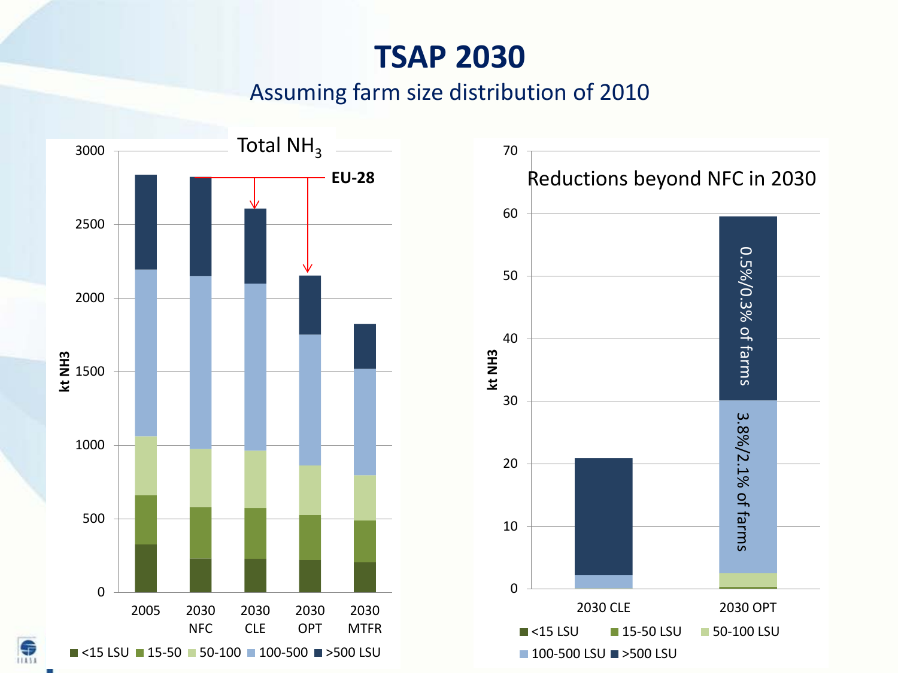# TSAP 2030

Assuming farm size distribution of 2010

Total $NH_3$

EU-28

kt NH3

2005, 2030 NFC, 2030 CLE, 2030 OPT, 2030 MTFR

<15 LSU, 15-50, 50-100, 100-500, >500 LSU

Reductions beyond NFC in 2030

kt NH3

0.5%/0.3% of farms

3.8%/2.1% of farms

2030 CLE, 2030 OPT

<15 LSU, 15-50 LSU, 50-100 LSU, 100-500 LSU, >500 LSU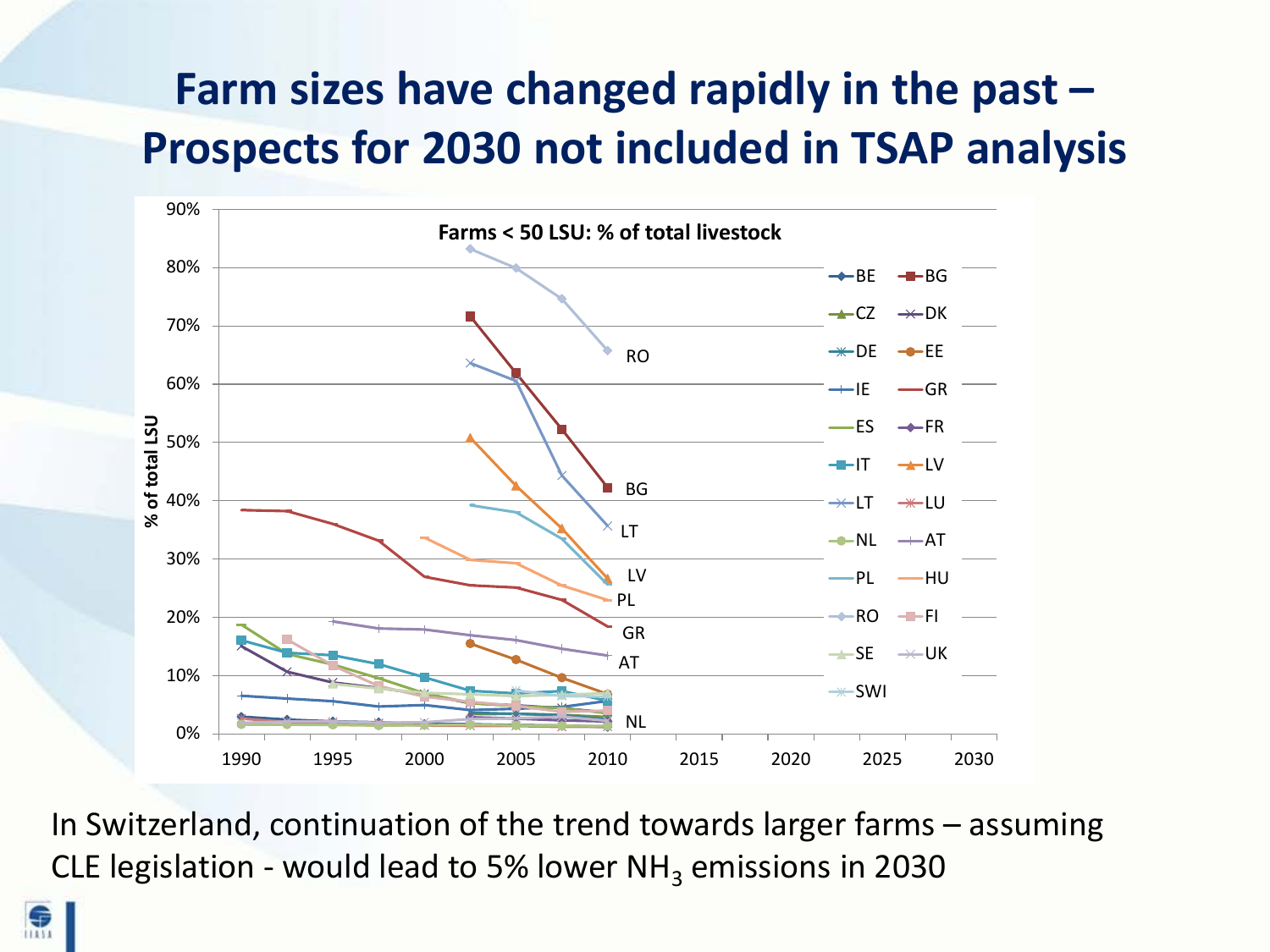# Farm sizes have changed rapidly in the past – Prospects for 2030 not included in TSAP analysis

In Switzerland, continuation of the trend towards larger farms – assuming CLE legislation - would lead to 5% lower $NH_3$ emissions in 2030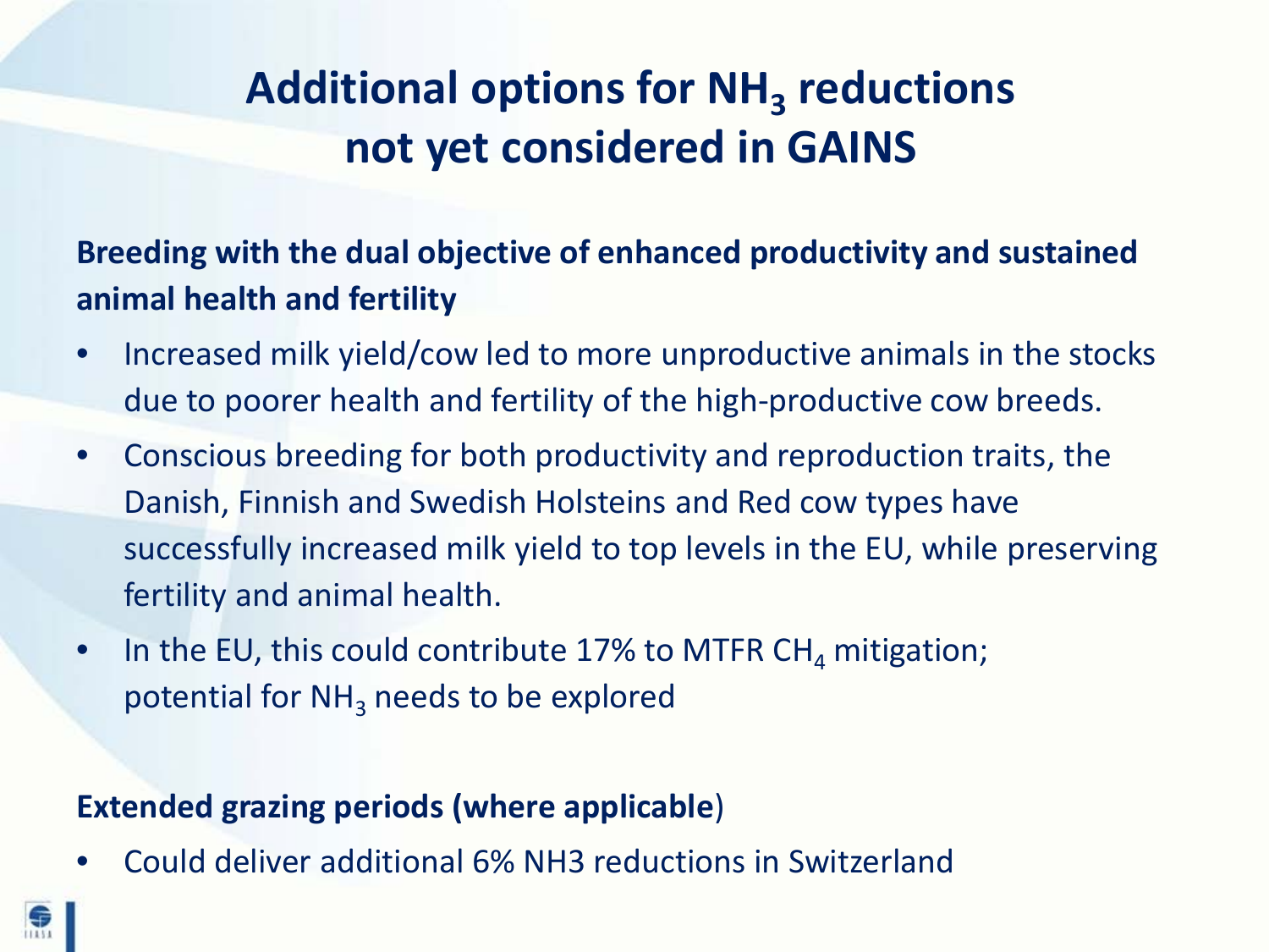# Additional options for $NH_3$ reductions not yet considered in GAINS

**Breeding with the dual objective of enhanced productivity and sustained animal health and fertility**

- Increased milk yield/cow led to more unproductive animals in the stocks due to poorer health and fertility of the high-productive cow breeds.
- Conscious breeding for both productivity and reproduction traits, the Danish, Finnish and Swedish Holsteins and Red cow types have successfully increased milk yield to top levels in the EU, while preserving fertility and animal health.
- In the EU, this could contribute 17% to MTFR $CH_4$ mitigation; potential for $NH_3$ needs to be explored

**Extended grazing periods (where applicable**)

- Could deliver additional 6% NH3 reductions in Switzerland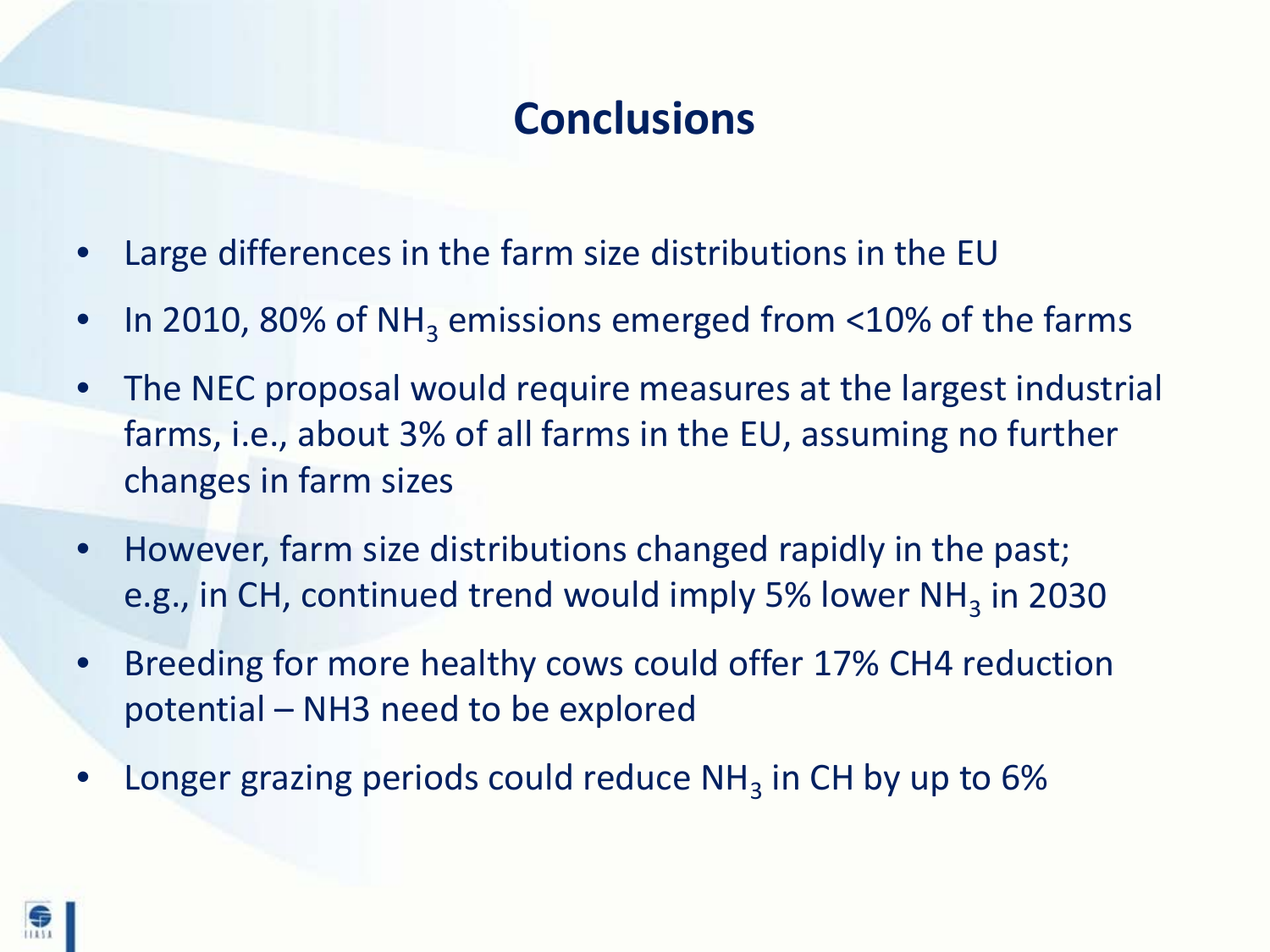# Conclusions

- Large differences in the farm size distributions in the EU
- In 2010, 80% of $NH_3$ emissions emerged from <10% of the farms
- The NEC proposal would require measures at the largest industrial farms, i.e., about 3% of all farms in the EU, assuming no further changes in farm sizes
- However, farm size distributions changed rapidly in the past; e.g., in CH, continued trend would imply 5% lower $NH_3$ in 2030
- Breeding for more healthy cows could offer 17% CH4 reduction potential – NH3 need to be explored
- Longer grazing periods could reduce $NH_3$ in CH by up to 6%